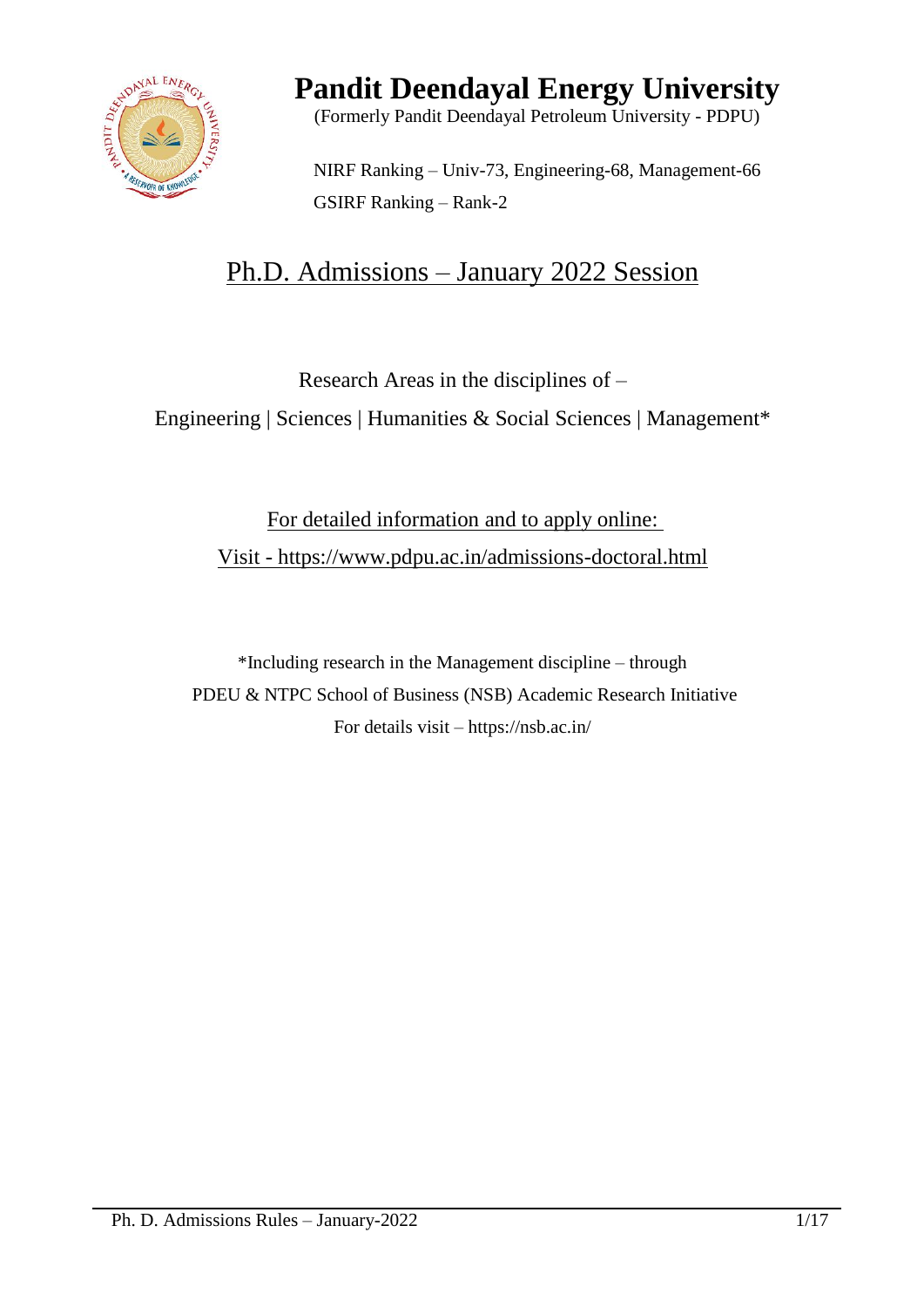# Pandit Deendayal Energy University

(Formerly Pandit Deendayal Petroleum University - PDPU)

NIRF Ranking – Univ-73, Engineering-68, Management-66

GSIRF Ranking – Rank-2

## Ph.D. Admissions – January 2022 Session

Research Areas in the disciplines of –

Engineering | Sciences | Humanities & Social Sciences | Management*

For detailed information and to apply online:

Visit - https://www.pdpu.ac.in/admissions-doctoral.html

*Including research in the Management discipline – through
PDEU & NTPC School of Business (NSB) Academic Research Initiative
For details visit – https://nsb.ac.in/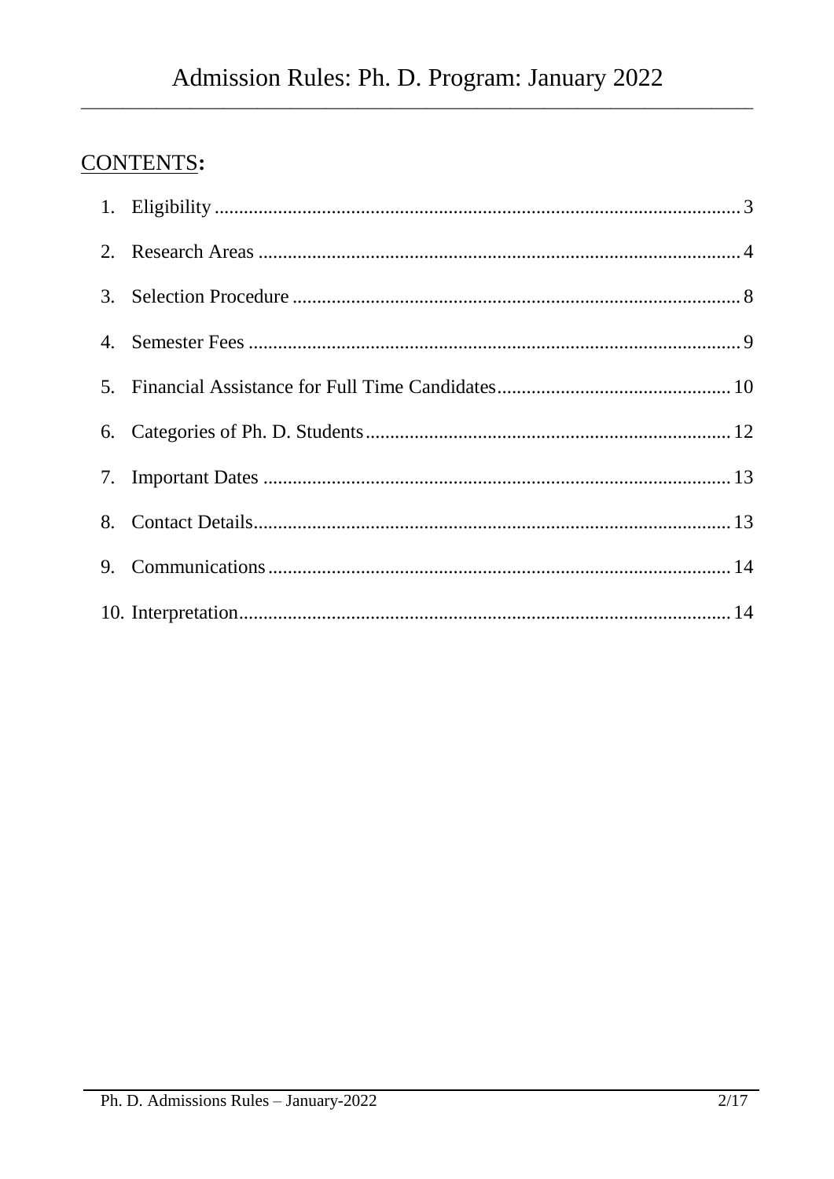## CONTENTS:

1. Eligibility ........................................................................................................ 3
2. Research Areas ................................................................................................. 4
3. Selection Procedure .......................................................................................... 8
4. Semester Fees ................................................................................................... 9
5. Financial Assistance for Full Time Candidates ................................................ 10
6. Categories of Ph. D. Students .......................................................................... 12
7. Important Dates ............................................................................................... 13
8. Contact Details ................................................................................................. 13
9. Communications .............................................................................................. 14
10. Interpretation .................................................................................................... 14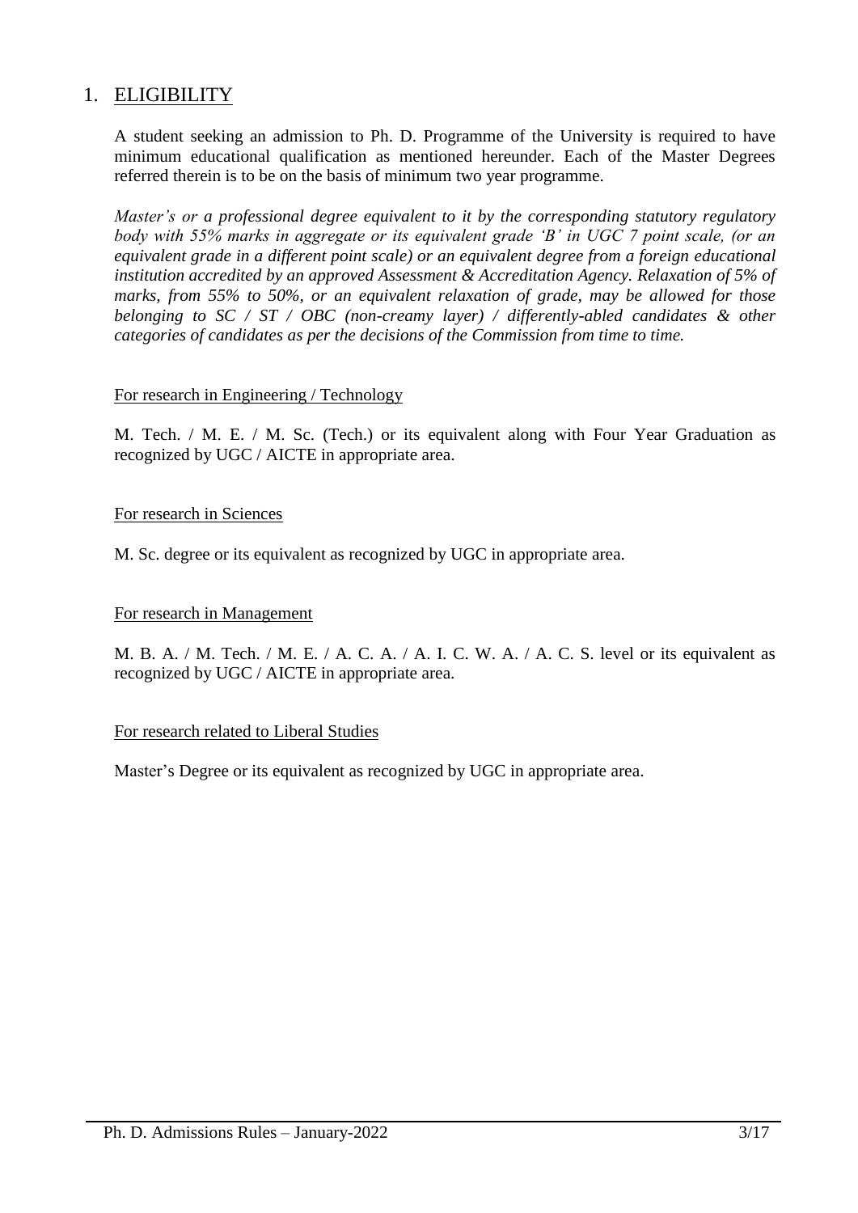## 1. <u>ELIGIBILITY</u>

A student seeking an admission to Ph. D. Programme of the University is required to have minimum educational qualification as mentioned hereunder. Each of the Master Degrees referred therein is to be on the basis of minimum two year programme.

*Master's or a professional degree equivalent to it by the corresponding statutory regulatory body with 55% marks in aggregate or its equivalent grade 'B' in UGC 7 point scale, (or an equivalent grade in a different point scale) or an equivalent degree from a foreign educational institution accredited by an approved Assessment & Accreditation Agency. Relaxation of 5% of marks, from 55% to 50%, or an equivalent relaxation of grade, may be allowed for those belonging to SC / ST / OBC (non-creamy layer) / differently-abled candidates & other categories of candidates as per the decisions of the Commission from time to time.*

<u>For research in Engineering / Technology</u>

M. Tech. / M. E. / M. Sc. (Tech.) or its equivalent along with Four Year Graduation as recognized by UGC / AICTE in appropriate area.

<u>For research in Sciences</u>

M. Sc. degree or its equivalent as recognized by UGC in appropriate area.

<u>For research in Management</u>

M. B. A. / M. Tech. / M. E. / A. C. A. / A. I. C. W. A. / A. C. S. level or its equivalent as recognized by UGC / AICTE in appropriate area.

<u>For research related to Liberal Studies</u>

Master's Degree or its equivalent as recognized by UGC in appropriate area.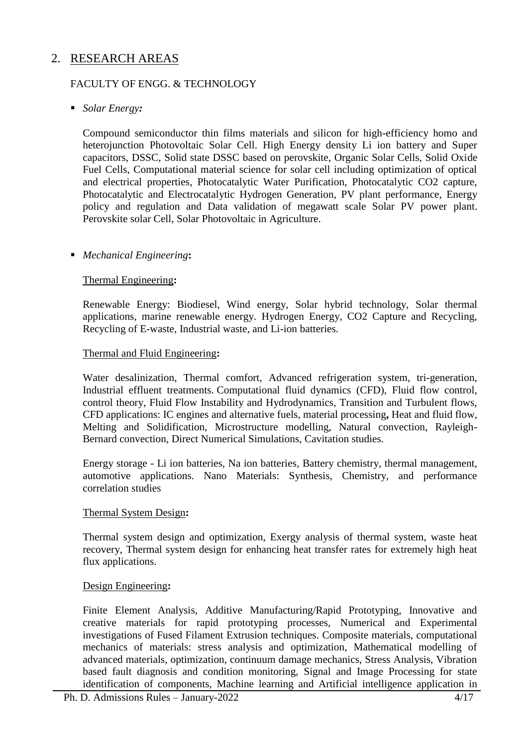## 2. RESEARCH AREAS

### FACULTY OF ENGG. & TECHNOLOGY

- *Solar Energy:*

  Compound semiconductor thin films materials and silicon for high-efficiency homo and heterojunction Photovoltaic Solar Cell. High Energy density Li ion battery and Super capacitors, DSSC, Solid state DSSC based on perovskite, Organic Solar Cells, Solid Oxide Fuel Cells, Computational material science for solar cell including optimization of optical and electrical properties, Photocatalytic Water Purification, Photocatalytic CO2 capture, Photocatalytic and Electrocatalytic Hydrogen Generation, PV plant performance, Energy policy and regulation and Data validation of megawatt scale Solar PV power plant. Perovskite solar Cell, Solar Photovoltaic in Agriculture.

- *Mechanical Engineering***:**

  Thermal Engineering**:**

  Renewable Energy: Biodiesel, Wind energy, Solar hybrid technology, Solar thermal applications, marine renewable energy. Hydrogen Energy, CO2 Capture and Recycling, Recycling of E-waste, Industrial waste, and Li-ion batteries.

  Thermal and Fluid Engineering**:**

  Water desalinization, Thermal comfort, Advanced refrigeration system, tri-generation, Industrial effluent treatments. Computational fluid dynamics (CFD), Fluid flow control, control theory, Fluid Flow Instability and Hydrodynamics, Transition and Turbulent flows, CFD applications: IC engines and alternative fuels, material processing**,** Heat and fluid flow, Melting and Solidification, Microstructure modelling, Natural convection, Rayleigh-Bernard convection, Direct Numerical Simulations, Cavitation studies.

  Energy storage - Li ion batteries, Na ion batteries, Battery chemistry, thermal management, automotive applications. Nano Materials: Synthesis, Chemistry, and performance correlation studies

  Thermal System Design**:**

  Thermal system design and optimization, Exergy analysis of thermal system, waste heat recovery, Thermal system design for enhancing heat transfer rates for extremely high heat flux applications.

  Design Engineering**:**

  Finite Element Analysis, Additive Manufacturing/Rapid Prototyping, Innovative and creative materials for rapid prototyping processes, Numerical and Experimental investigations of Fused Filament Extrusion techniques. Composite materials, computational mechanics of materials: stress analysis and optimization, Mathematical modelling of advanced materials, optimization, continuum damage mechanics, Stress Analysis, Vibration based fault diagnosis and condition monitoring, Signal and Image Processing for state identification of components, Machine learning and Artificial intelligence application in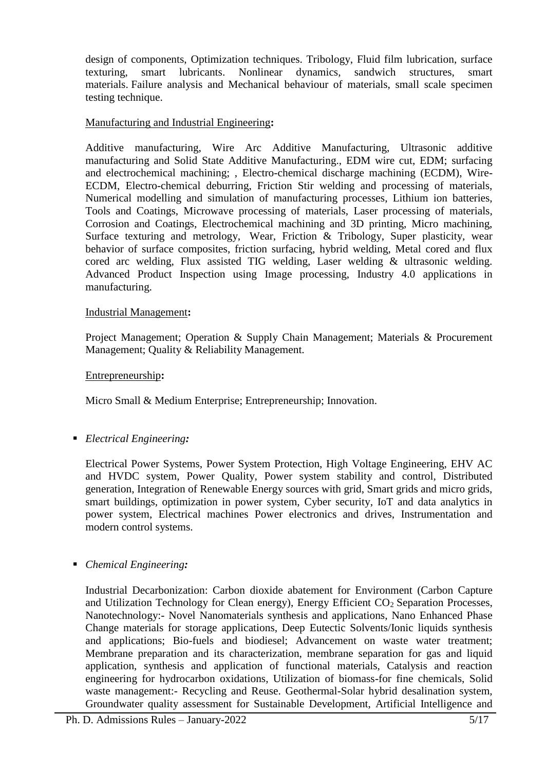design of components, Optimization techniques. Tribology, Fluid film lubrication, surface texturing, smart lubricants. Nonlinear dynamics, sandwich structures, smart materials. Failure analysis and Mechanical behaviour of materials, small scale specimen testing technique.

Manufacturing and Industrial Engineering**:**

Additive manufacturing, Wire Arc Additive Manufacturing, Ultrasonic additive manufacturing and Solid State Additive Manufacturing., EDM wire cut, EDM; surfacing and electrochemical machining; , Electro-chemical discharge machining (ECDM), Wire-ECDM, Electro-chemical deburring, Friction Stir welding and processing of materials, Numerical modelling and simulation of manufacturing processes, Lithium ion batteries, Tools and Coatings, Microwave processing of materials, Laser processing of materials, Corrosion and Coatings, Electrochemical machining and 3D printing, Micro machining, Surface texturing and metrology, Wear, Friction & Tribology, Super plasticity, wear behavior of surface composites, friction surfacing, hybrid welding, Metal cored and flux cored arc welding, Flux assisted TIG welding, Laser welding & ultrasonic welding. Advanced Product Inspection using Image processing, Industry 4.0 applications in manufacturing.

Industrial Management**:**

Project Management; Operation & Supply Chain Management; Materials & Procurement Management; Quality & Reliability Management.

Entrepreneurship**:**

Micro Small & Medium Enterprise; Entrepreneurship; Innovation.

- *Electrical Engineering:*

  Electrical Power Systems, Power System Protection, High Voltage Engineering, EHV AC and HVDC system, Power Quality, Power system stability and control, Distributed generation, Integration of Renewable Energy sources with grid, Smart grids and micro grids, smart buildings, optimization in power system, Cyber security, IoT and data analytics in power system, Electrical machines Power electronics and drives, Instrumentation and modern control systems.

- *Chemical Engineering:*

  Industrial Decarbonization: Carbon dioxide abatement for Environment (Carbon Capture and Utilization Technology for Clean energy), Energy Efficient $CO_2$ Separation Processes, Nanotechnology:- Novel Nanomaterials synthesis and applications, Nano Enhanced Phase Change materials for storage applications, Deep Eutectic Solvents/Ionic liquids synthesis and applications; Bio-fuels and biodiesel; Advancement on waste water treatment; Membrane preparation and its characterization, membrane separation for gas and liquid application, synthesis and application of functional materials, Catalysis and reaction engineering for hydrocarbon oxidations, Utilization of biomass-for fine chemicals, Solid waste management:- Recycling and Reuse. Geothermal-Solar hybrid desalination system, Groundwater quality assessment for Sustainable Development, Artificial Intelligence and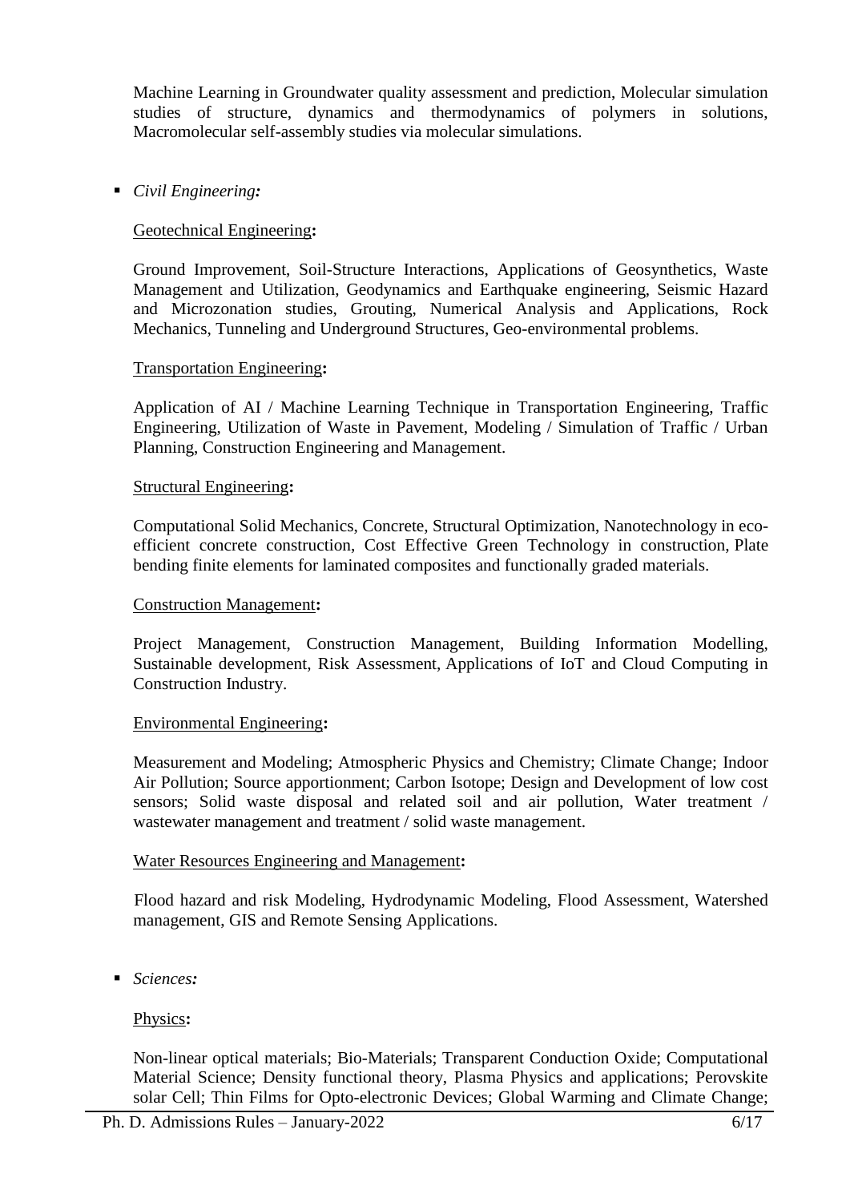Machine Learning in Groundwater quality assessment and prediction, Molecular simulation studies of structure, dynamics and thermodynamics of polymers in solutions, Macromolecular self-assembly studies via molecular simulations.

- *Civil Engineering:*

  Geotechnical Engineering**:**

  Ground Improvement, Soil-Structure Interactions, Applications of Geosynthetics, Waste Management and Utilization, Geodynamics and Earthquake engineering, Seismic Hazard and Microzonation studies, Grouting, Numerical Analysis and Applications, Rock Mechanics, Tunneling and Underground Structures, Geo-environmental problems.

  Transportation Engineering**:**

  Application of AI / Machine Learning Technique in Transportation Engineering, Traffic Engineering, Utilization of Waste in Pavement, Modeling / Simulation of Traffic / Urban Planning, Construction Engineering and Management.

  Structural Engineering**:**

  Computational Solid Mechanics, Concrete, Structural Optimization, Nanotechnology in eco-efficient concrete construction, Cost Effective Green Technology in construction, Plate bending finite elements for laminated composites and functionally graded materials.

  Construction Management**:**

  Project Management, Construction Management, Building Information Modelling, Sustainable development, Risk Assessment, Applications of IoT and Cloud Computing in Construction Industry.

  Environmental Engineering**:**

  Measurement and Modeling; Atmospheric Physics and Chemistry; Climate Change; Indoor Air Pollution; Source apportionment; Carbon Isotope; Design and Development of low cost sensors; Solid waste disposal and related soil and air pollution, Water treatment / wastewater management and treatment / solid waste management.

  Water Resources Engineering and Management**:**

  Flood hazard and risk Modeling, Hydrodynamic Modeling, Flood Assessment, Watershed management, GIS and Remote Sensing Applications.

- *Sciences:*

  Physics**:**

  Non-linear optical materials; Bio-Materials; Transparent Conduction Oxide; Computational Material Science; Density functional theory, Plasma Physics and applications; Perovskite solar Cell; Thin Films for Opto-electronic Devices; Global Warming and Climate Change;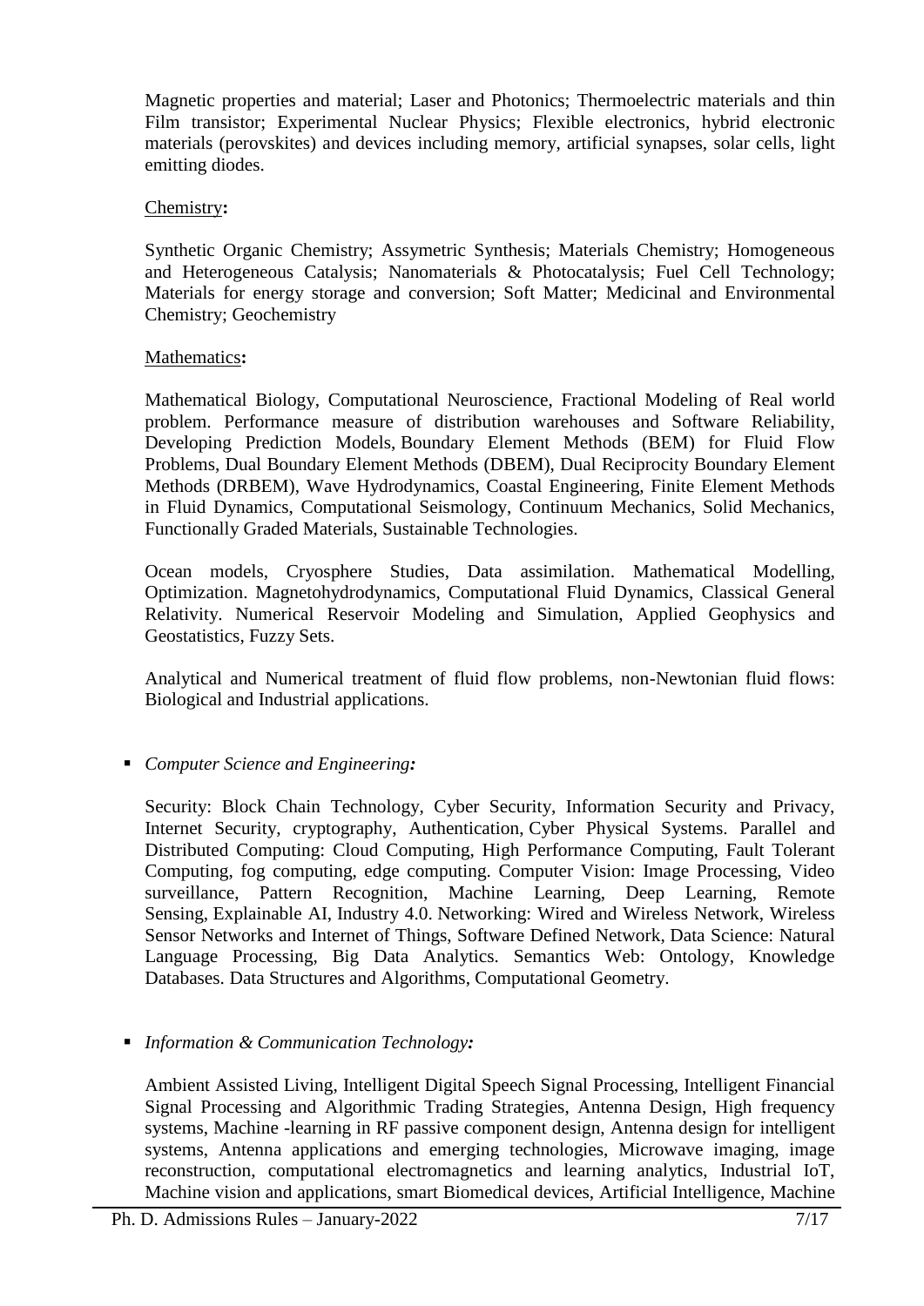Magnetic properties and material; Laser and Photonics; Thermoelectric materials and thin Film transistor; Experimental Nuclear Physics; Flexible electronics, hybrid electronic materials (perovskites) and devices including memory, artificial synapses, solar cells, light emitting diodes.

Chemistry**:**

Synthetic Organic Chemistry; Assymetric Synthesis; Materials Chemistry; Homogeneous and Heterogeneous Catalysis; Nanomaterials & Photocatalysis; Fuel Cell Technology; Materials for energy storage and conversion; Soft Matter; Medicinal and Environmental Chemistry; Geochemistry

Mathematics**:**

Mathematical Biology, Computational Neuroscience, Fractional Modeling of Real world problem. Performance measure of distribution warehouses and Software Reliability, Developing Prediction Models, Boundary Element Methods (BEM) for Fluid Flow Problems, Dual Boundary Element Methods (DBEM), Dual Reciprocity Boundary Element Methods (DRBEM), Wave Hydrodynamics, Coastal Engineering, Finite Element Methods in Fluid Dynamics, Computational Seismology, Continuum Mechanics, Solid Mechanics, Functionally Graded Materials, Sustainable Technologies.

Ocean models, Cryosphere Studies, Data assimilation. Mathematical Modelling, Optimization. Magnetohydrodynamics, Computational Fluid Dynamics, Classical General Relativity. Numerical Reservoir Modeling and Simulation, Applied Geophysics and Geostatistics, Fuzzy Sets.

Analytical and Numerical treatment of fluid flow problems, non-Newtonian fluid flows: Biological and Industrial applications.

- *Computer Science and Engineering:*

  Security: Block Chain Technology, Cyber Security, Information Security and Privacy, Internet Security, cryptography, Authentication, Cyber Physical Systems. Parallel and Distributed Computing: Cloud Computing, High Performance Computing, Fault Tolerant Computing, fog computing, edge computing. Computer Vision: Image Processing, Video surveillance, Pattern Recognition, Machine Learning, Deep Learning, Remote Sensing, Explainable AI, Industry 4.0. Networking: Wired and Wireless Network, Wireless Sensor Networks and Internet of Things, Software Defined Network, Data Science: Natural Language Processing, Big Data Analytics. Semantics Web: Ontology, Knowledge Databases. Data Structures and Algorithms, Computational Geometry.

- *Information & Communication Technology:*

  Ambient Assisted Living, Intelligent Digital Speech Signal Processing, Intelligent Financial Signal Processing and Algorithmic Trading Strategies, Antenna Design, High frequency systems, Machine -learning in RF passive component design, Antenna design for intelligent systems, Antenna applications and emerging technologies, Microwave imaging, image reconstruction, computational electromagnetics and learning analytics, Industrial IoT, Machine vision and applications, smart Biomedical devices, Artificial Intelligence, Machine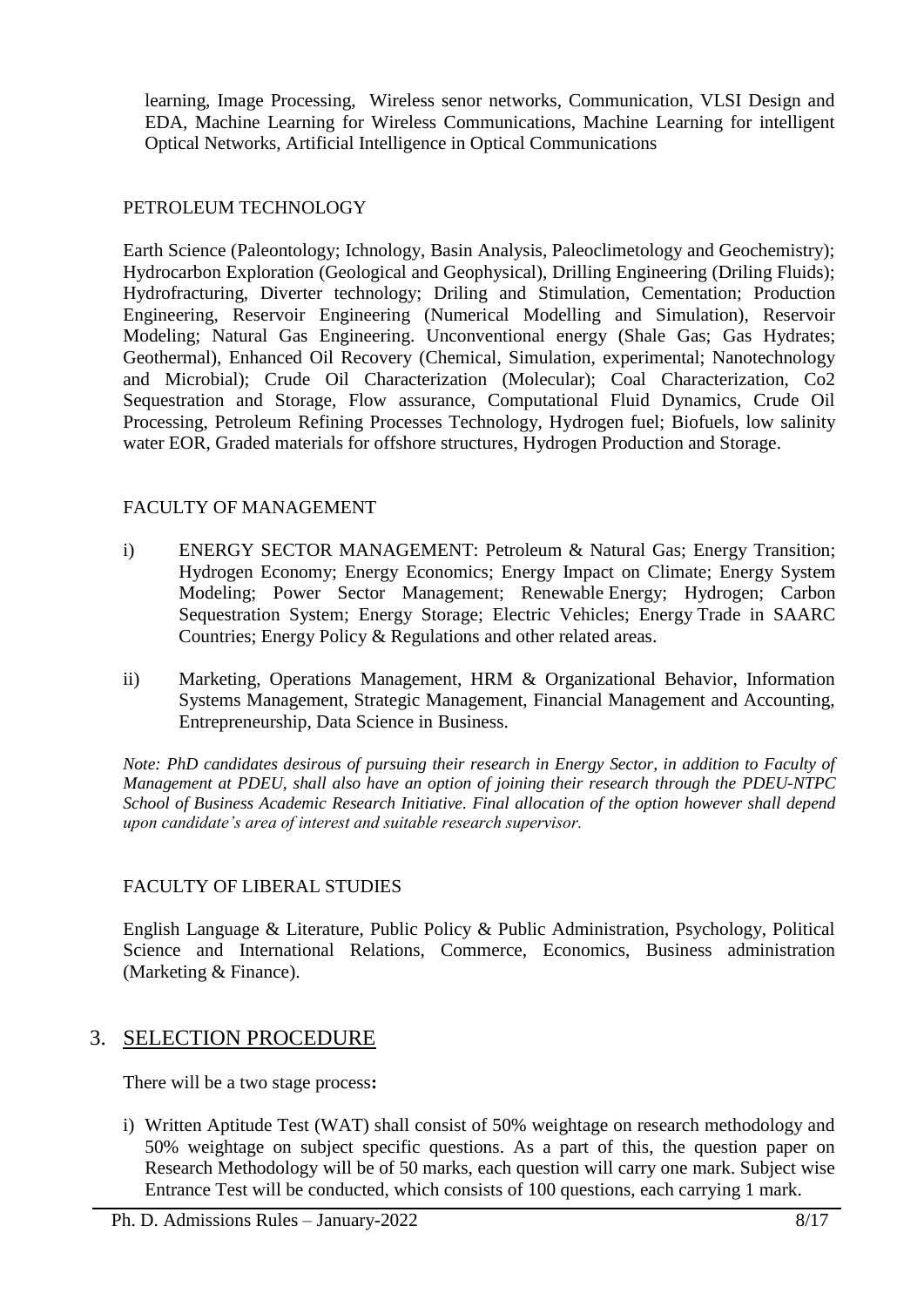learning, Image Processing, Wireless senor networks, Communication, VLSI Design and EDA, Machine Learning for Wireless Communications, Machine Learning for intelligent Optical Networks, Artificial Intelligence in Optical Communications

PETROLEUM TECHNOLOGY

Earth Science (Paleontology; Ichnology, Basin Analysis, Paleoclimetology and Geochemistry); Hydrocarbon Exploration (Geological and Geophysical), Drilling Engineering (Driling Fluids); Hydrofracturing, Diverter technology; Driling and Stimulation, Cementation; Production Engineering, Reservoir Engineering (Numerical Modelling and Simulation), Reservoir Modeling; Natural Gas Engineering. Unconventional energy (Shale Gas; Gas Hydrates; Geothermal), Enhanced Oil Recovery (Chemical, Simulation, experimental; Nanotechnology and Microbial); Crude Oil Characterization (Molecular); Coal Characterization, Co2 Sequestration and Storage, Flow assurance, Computational Fluid Dynamics, Crude Oil Processing, Petroleum Refining Processes Technology, Hydrogen fuel; Biofuels, low salinity water EOR, Graded materials for offshore structures, Hydrogen Production and Storage.

FACULTY OF MANAGEMENT

i) ENERGY SECTOR MANAGEMENT: Petroleum & Natural Gas; Energy Transition; Hydrogen Economy; Energy Economics; Energy Impact on Climate; Energy System Modeling; Power Sector Management; Renewable Energy; Hydrogen; Carbon Sequestration System; Energy Storage; Electric Vehicles; Energy Trade in SAARC Countries; Energy Policy & Regulations and other related areas.

ii) Marketing, Operations Management, HRM & Organizational Behavior, Information Systems Management, Strategic Management, Financial Management and Accounting, Entrepreneurship, Data Science in Business.

*Note: PhD candidates desirous of pursuing their research in Energy Sector, in addition to Faculty of Management at PDEU, shall also have an option of joining their research through the PDEU-NTPC School of Business Academic Research Initiative. Final allocation of the option however shall depend upon candidate's area of interest and suitable research supervisor.*

FACULTY OF LIBERAL STUDIES

English Language & Literature, Public Policy & Public Administration, Psychology, Political Science and International Relations, Commerce, Economics, Business administration (Marketing & Finance).

## 3. SELECTION PROCEDURE

There will be a two stage process**:**

i) Written Aptitude Test (WAT) shall consist of 50% weightage on research methodology and 50% weightage on subject specific questions. As a part of this, the question paper on Research Methodology will be of 50 marks, each question will carry one mark. Subject wise Entrance Test will be conducted, which consists of 100 questions, each carrying 1 mark.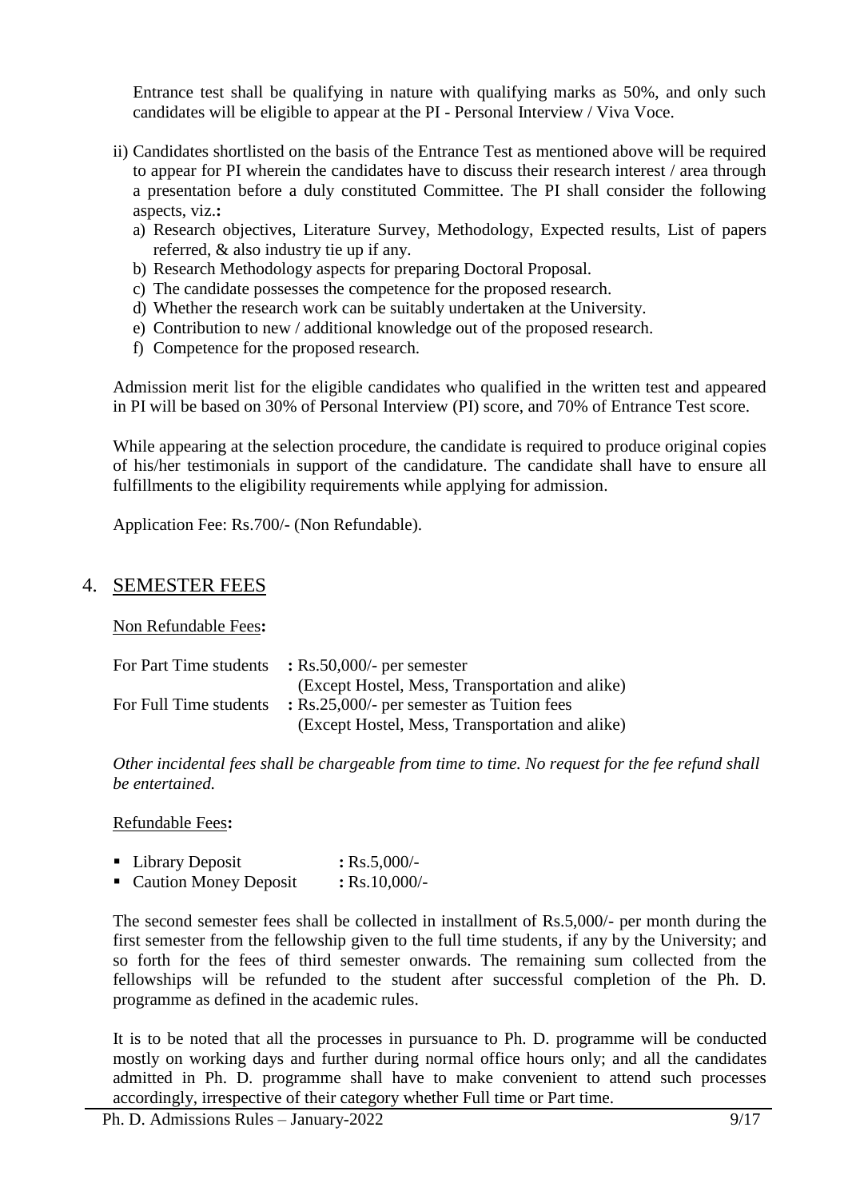Entrance test shall be qualifying in nature with qualifying marks as 50%, and only such candidates will be eligible to appear at the PI - Personal Interview / Viva Voce.

ii) Candidates shortlisted on the basis of the Entrance Test as mentioned above will be required to appear for PI wherein the candidates have to discuss their research interest / area through a presentation before a duly constituted Committee. The PI shall consider the following aspects, viz.**:**
   a) Research objectives, Literature Survey, Methodology, Expected results, List of papers referred, & also industry tie up if any.
   b) Research Methodology aspects for preparing Doctoral Proposal.
   c) The candidate possesses the competence for the proposed research.
   d) Whether the research work can be suitably undertaken at the University.
   e) Contribution to new / additional knowledge out of the proposed research.
   f) Competence for the proposed research.

Admission merit list for the eligible candidates who qualified in the written test and appeared in PI will be based on 30% of Personal Interview (PI) score, and 70% of Entrance Test score.

While appearing at the selection procedure, the candidate is required to produce original copies of his/her testimonials in support of the candidature. The candidate shall have to ensure all fulfillments to the eligibility requirements while applying for admission.

Application Fee: Rs.700/- (Non Refundable).

## 4. SEMESTER FEES

Non Refundable Fees**:**

For Part Time students **:** Rs.50,000/- per semester
(Except Hostel, Mess, Transportation and alike)

For Full Time students **:** Rs.25,000/- per semester as Tuition fees
(Except Hostel, Mess, Transportation and alike)

*Other incidental fees shall be chargeable from time to time. No request for the fee refund shall be entertained.*

Refundable Fees**:**

- Library Deposit **:** Rs.5,000/-
- Caution Money Deposit **:** Rs.10,000/-

The second semester fees shall be collected in installment of Rs.5,000/- per month during the first semester from the fellowship given to the full time students, if any by the University; and so forth for the fees of third semester onwards. The remaining sum collected from the fellowships will be refunded to the student after successful completion of the Ph. D. programme as defined in the academic rules.

It is to be noted that all the processes in pursuance to Ph. D. programme will be conducted mostly on working days and further during normal office hours only; and all the candidates admitted in Ph. D. programme shall have to make convenient to attend such processes accordingly, irrespective of their category whether Full time or Part time.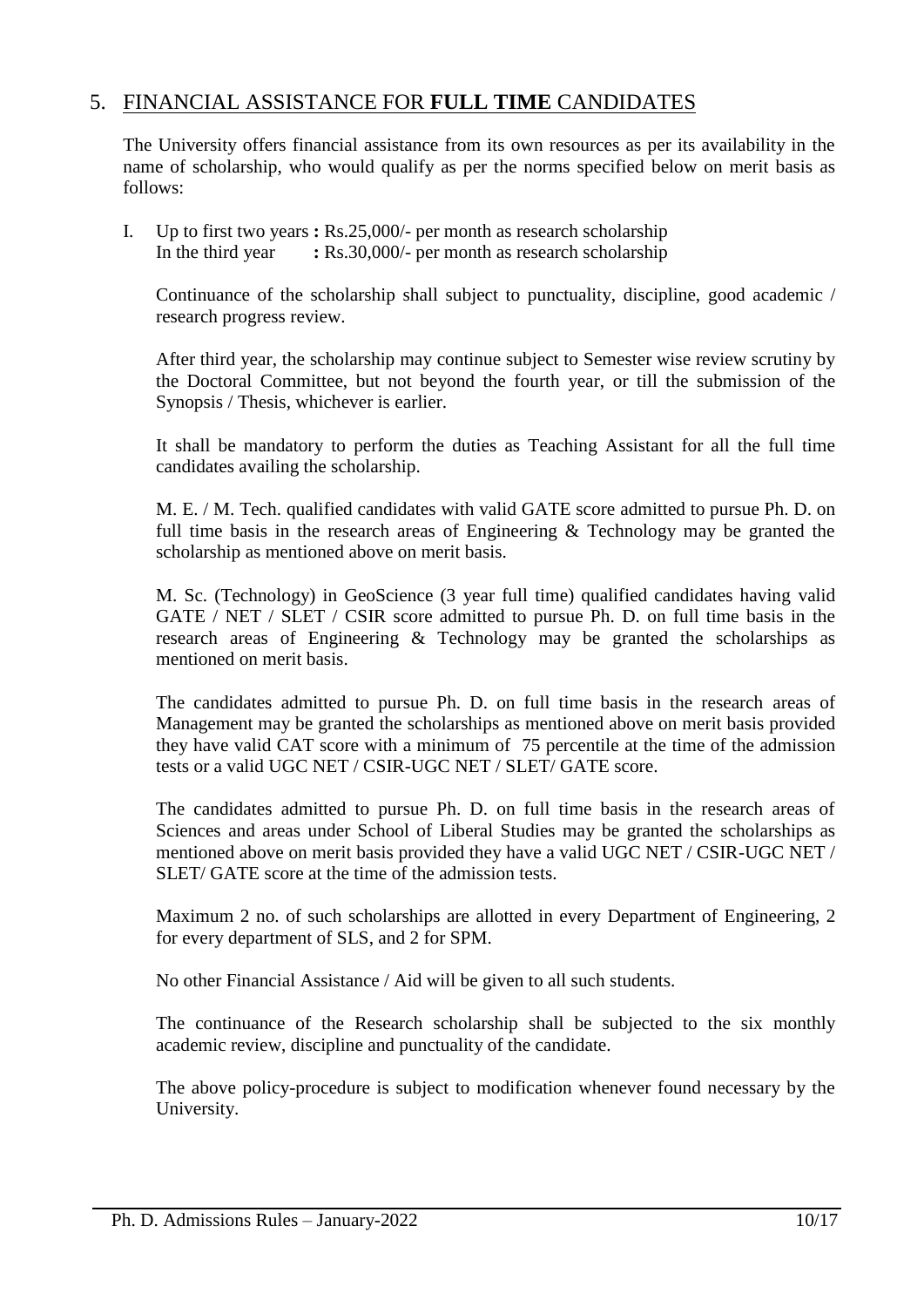## 5. FINANCIAL ASSISTANCE FOR **FULL TIME** CANDIDATES

The University offers financial assistance from its own resources as per its availability in the name of scholarship, who would qualify as per the norms specified below on merit basis as follows:

I. Up to first two years **:** Rs.25,000/- per month as research scholarship
   In the third year **:** Rs.30,000/- per month as research scholarship

   Continuance of the scholarship shall subject to punctuality, discipline, good academic / research progress review.

   After third year, the scholarship may continue subject to Semester wise review scrutiny by the Doctoral Committee, but not beyond the fourth year, or till the submission of the Synopsis / Thesis, whichever is earlier.

   It shall be mandatory to perform the duties as Teaching Assistant for all the full time candidates availing the scholarship.

   M. E. / M. Tech. qualified candidates with valid GATE score admitted to pursue Ph. D. on full time basis in the research areas of Engineering & Technology may be granted the scholarship as mentioned above on merit basis.

   M. Sc. (Technology) in GeoScience (3 year full time) qualified candidates having valid GATE / NET / SLET / CSIR score admitted to pursue Ph. D. on full time basis in the research areas of Engineering & Technology may be granted the scholarships as mentioned on merit basis.

   The candidates admitted to pursue Ph. D. on full time basis in the research areas of Management may be granted the scholarships as mentioned above on merit basis provided they have valid CAT score with a minimum of 75 percentile at the time of the admission tests or a valid UGC NET / CSIR-UGC NET / SLET/ GATE score.

   The candidates admitted to pursue Ph. D. on full time basis in the research areas of Sciences and areas under School of Liberal Studies may be granted the scholarships as mentioned above on merit basis provided they have a valid UGC NET / CSIR-UGC NET / SLET/ GATE score at the time of the admission tests.

   Maximum 2 no. of such scholarships are allotted in every Department of Engineering, 2 for every department of SLS, and 2 for SPM.

   No other Financial Assistance / Aid will be given to all such students.

   The continuance of the Research scholarship shall be subjected to the six monthly academic review, discipline and punctuality of the candidate.

   The above policy-procedure is subject to modification whenever found necessary by the University.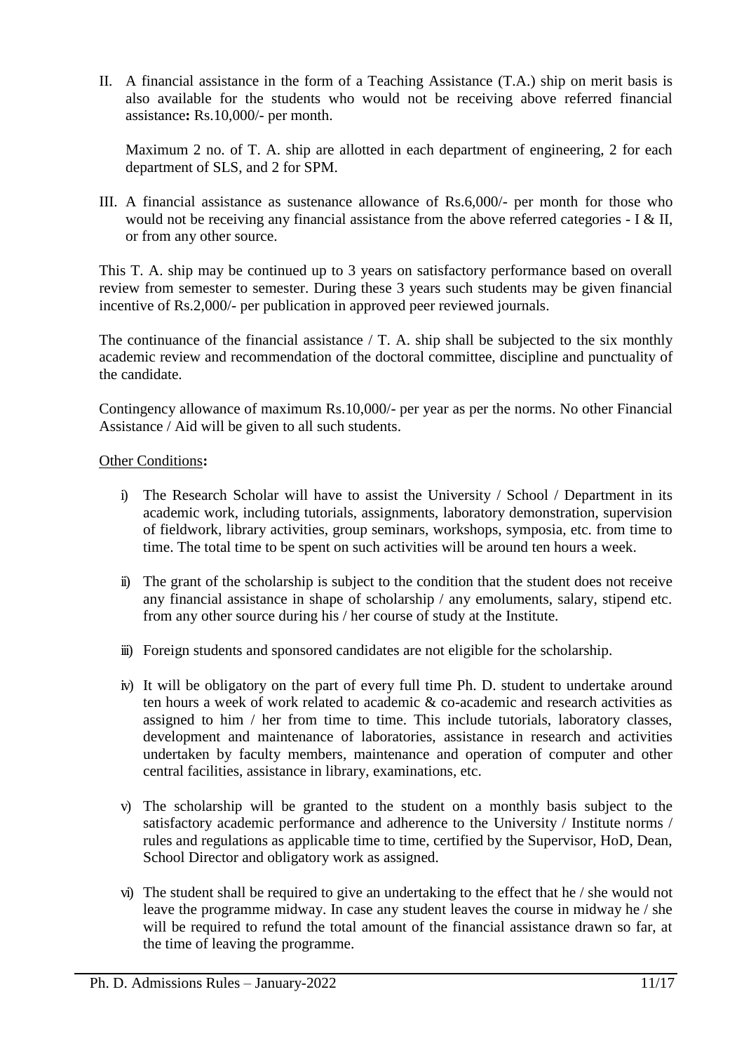II. A financial assistance in the form of a Teaching Assistance (T.A.) ship on merit basis is also available for the students who would not be receiving above referred financial assistance**:** Rs.10,000/- per month.

    Maximum 2 no. of T. A. ship are allotted in each department of engineering, 2 for each department of SLS, and 2 for SPM.

III. A financial assistance as sustenance allowance of Rs.6,000/- per month for those who would not be receiving any financial assistance from the above referred categories - I & II, or from any other source.

This T. A. ship may be continued up to 3 years on satisfactory performance based on overall review from semester to semester. During these 3 years such students may be given financial incentive of Rs.2,000/- per publication in approved peer reviewed journals.

The continuance of the financial assistance / T. A. ship shall be subjected to the six monthly academic review and recommendation of the doctoral committee, discipline and punctuality of the candidate.

Contingency allowance of maximum Rs.10,000/- per year as per the norms. No other Financial Assistance / Aid will be given to all such students.

Other Conditions**:**

i) The Research Scholar will have to assist the University / School / Department in its academic work, including tutorials, assignments, laboratory demonstration, supervision of fieldwork, library activities, group seminars, workshops, symposia, etc. from time to time. The total time to be spent on such activities will be around ten hours a week.

ii) The grant of the scholarship is subject to the condition that the student does not receive any financial assistance in shape of scholarship / any emoluments, salary, stipend etc. from any other source during his / her course of study at the Institute.

iii) Foreign students and sponsored candidates are not eligible for the scholarship.

iv) It will be obligatory on the part of every full time Ph. D. student to undertake around ten hours a week of work related to academic & co-academic and research activities as assigned to him / her from time to time. This include tutorials, laboratory classes, development and maintenance of laboratories, assistance in research and activities undertaken by faculty members, maintenance and operation of computer and other central facilities, assistance in library, examinations, etc.

v) The scholarship will be granted to the student on a monthly basis subject to the satisfactory academic performance and adherence to the University / Institute norms / rules and regulations as applicable time to time, certified by the Supervisor, HoD, Dean, School Director and obligatory work as assigned.

vi) The student shall be required to give an undertaking to the effect that he / she would not leave the programme midway. In case any student leaves the course in midway he / she will be required to refund the total amount of the financial assistance drawn so far, at the time of leaving the programme.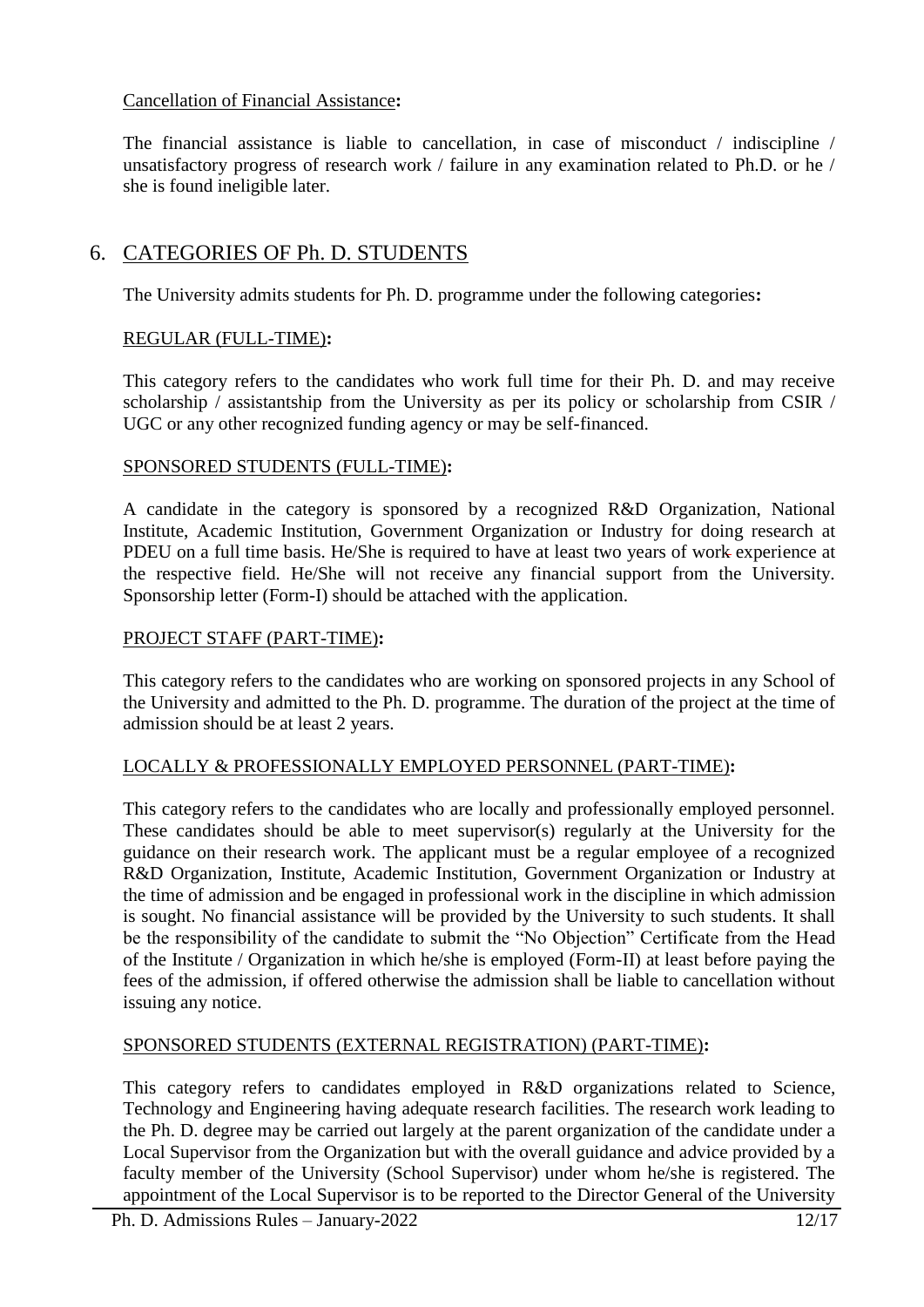Cancellation of Financial Assistance**:**

The financial assistance is liable to cancellation, in case of misconduct / indiscipline / unsatisfactory progress of research work / failure in any examination related to Ph.D. or he / she is found ineligible later.

## 6. CATEGORIES OF Ph. D. STUDENTS

The University admits students for Ph. D. programme under the following categories**:**

REGULAR (FULL-TIME)**:**

This category refers to the candidates who work full time for their Ph. D. and may receive scholarship / assistantship from the University as per its policy or scholarship from CSIR / UGC or any other recognized funding agency or may be self-financed.

SPONSORED STUDENTS (FULL-TIME)**:**

A candidate in the category is sponsored by a recognized R&D Organization, National Institute, Academic Institution, Government Organization or Industry for doing research at PDEU on a full time basis. He/She is required to have at least two years of work experience at the respective field. He/She will not receive any financial support from the University. Sponsorship letter (Form-I) should be attached with the application.

PROJECT STAFF (PART-TIME)**:**

This category refers to the candidates who are working on sponsored projects in any School of the University and admitted to the Ph. D. programme. The duration of the project at the time of admission should be at least 2 years.

LOCALLY & PROFESSIONALLY EMPLOYED PERSONNEL (PART-TIME)**:**

This category refers to the candidates who are locally and professionally employed personnel. These candidates should be able to meet supervisor(s) regularly at the University for the guidance on their research work. The applicant must be a regular employee of a recognized R&D Organization, Institute, Academic Institution, Government Organization or Industry at the time of admission and be engaged in professional work in the discipline in which admission is sought. No financial assistance will be provided by the University to such students. It shall be the responsibility of the candidate to submit the "No Objection" Certificate from the Head of the Institute / Organization in which he/she is employed (Form-II) at least before paying the fees of the admission, if offered otherwise the admission shall be liable to cancellation without issuing any notice.

SPONSORED STUDENTS (EXTERNAL REGISTRATION) (PART-TIME)**:**

This category refers to candidates employed in R&D organizations related to Science, Technology and Engineering having adequate research facilities. The research work leading to the Ph. D. degree may be carried out largely at the parent organization of the candidate under a Local Supervisor from the Organization but with the overall guidance and advice provided by a faculty member of the University (School Supervisor) under whom he/she is registered. The appointment of the Local Supervisor is to be reported to the Director General of the University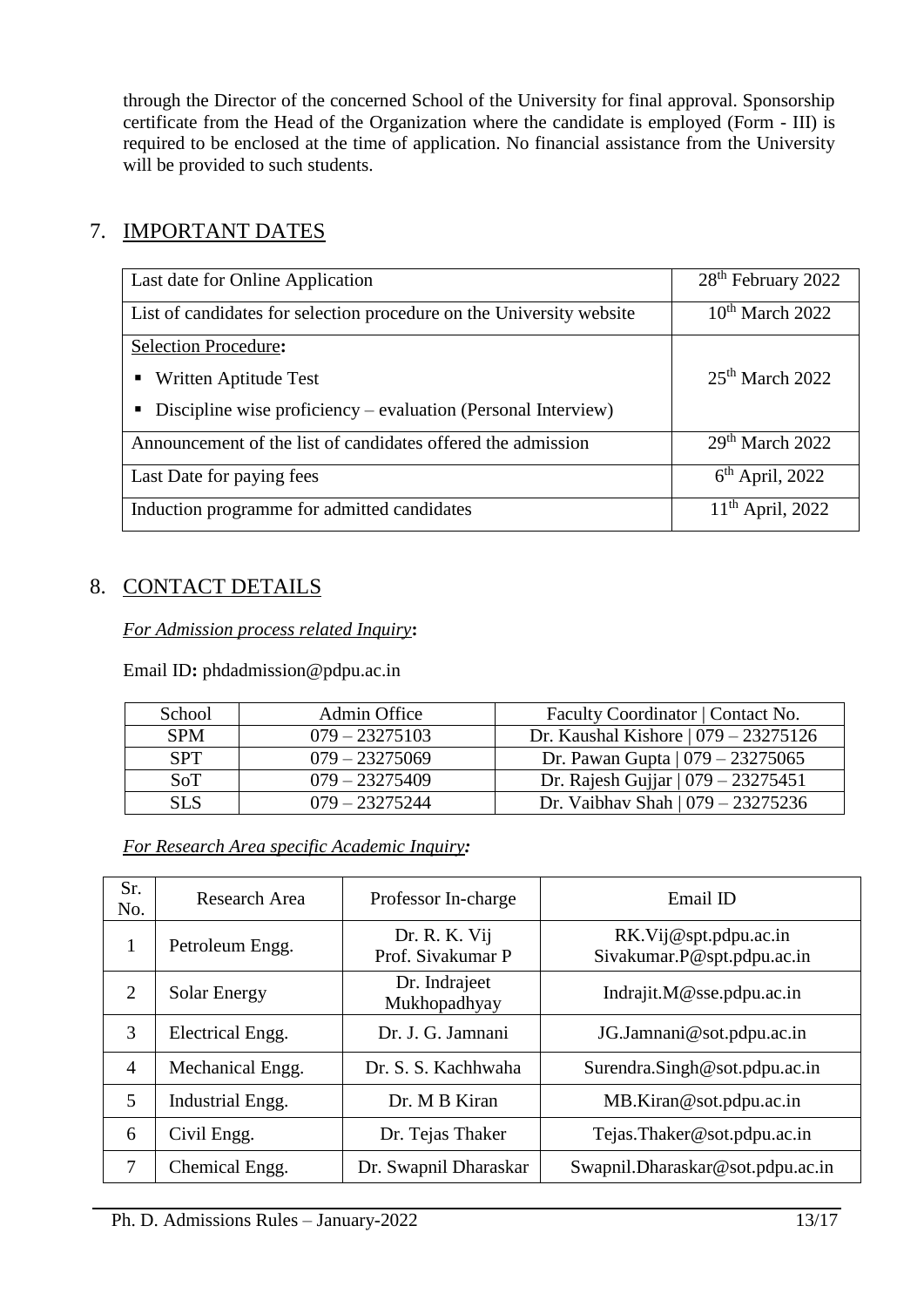through the Director of the concerned School of the University for final approval. Sponsorship certificate from the Head of the Organization where the candidate is employed (Form - III) is required to be enclosed at the time of application. No financial assistance from the University will be provided to such students.

## 7. IMPORTANT DATES

| | |
|---|---|
| Last date for Online Application | 28th February 2022 |
| List of candidates for selection procedure on the University website | 10th March 2022 |
| Selection Procedure:<br>▪ Written Aptitude Test<br>▪ Discipline wise proficiency – evaluation (Personal Interview) | 25th March 2022 |
| Announcement of the list of candidates offered the admission | 29th March 2022 |
| Last Date for paying fees | 6th April, 2022 |
| Induction programme for admitted candidates | 11th April, 2022 |

## 8. CONTACT DETAILS

*For Admission process related Inquiry***:**

Email ID**:** phdadmission@pdpu.ac.in

| School | Admin Office | Faculty Coordinator \| Contact No. |
|---|---|---|
| SPM | 079 – 23275103 | Dr. Kaushal Kishore \| 079 – 23275126 |
| SPT | 079 – 23275069 | Dr. Pawan Gupta \| 079 – 23275065 |
| SoT | 079 – 23275409 | Dr. Rajesh Gujjar \| 079 – 23275451 |
| SLS | 079 – 23275244 | Dr. Vaibhav Shah \| 079 – 23275236 |

*For Research Area specific Academic Inquiry:*

| Sr. No. | Research Area | Professor In-charge | Email ID |
|---|---|---|---|
| 1 | Petroleum Engg. | Dr. R. K. Vij<br>Prof. Sivakumar P | RK.Vij@spt.pdpu.ac.in<br>Sivakumar.P@spt.pdpu.ac.in |
| 2 | Solar Energy | Dr. Indrajeet Mukhopadhyay | Indrajit.M@sse.pdpu.ac.in |
| 3 | Electrical Engg. | Dr. J. G. Jamnani | JG.Jamnani@sot.pdpu.ac.in |
| 4 | Mechanical Engg. | Dr. S. S. Kachhwaha | Surendra.Singh@sot.pdpu.ac.in |
| 5 | Industrial Engg. | Dr. M B Kiran | MB.Kiran@sot.pdpu.ac.in |
| 6 | Civil Engg. | Dr. Tejas Thaker | Tejas.Thaker@sot.pdpu.ac.in |
| 7 | Chemical Engg. | Dr. Swapnil Dharaskar | Swapnil.Dharaskar@sot.pdpu.ac.in |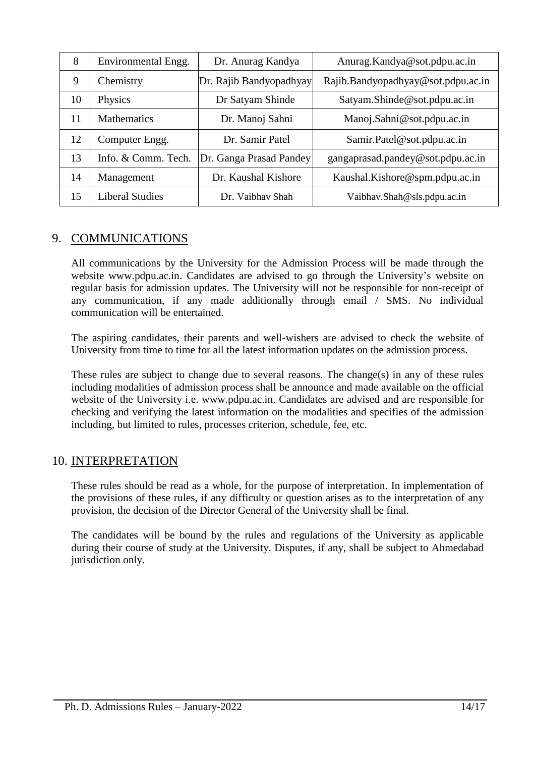| 8 | Environmental Engg. | Dr. Anurag Kandya | Anurag.Kandya@sot.pdpu.ac.in |
|---|---|---|---|
| 9 | Chemistry | Dr. Rajib Bandyopadhyay | Rajib.Bandyopadhyay@sot.pdpu.ac.in |
| 10 | Physics | Dr Satyam Shinde | Satyam.Shinde@sot.pdpu.ac.in |
| 11 | Mathematics | Dr. Manoj Sahni | Manoj.Sahni@sot.pdpu.ac.in |
| 12 | Computer Engg. | Dr. Samir Patel | Samir.Patel@sot.pdpu.ac.in |
| 13 | Info. & Comm. Tech. | Dr. Ganga Prasad Pandey | gangaprasad.pandey@sot.pdpu.ac.in |
| 14 | Management | Dr. Kaushal Kishore | Kaushal.Kishore@spm.pdpu.ac.in |
| 15 | Liberal Studies | Dr. Vaibhav Shah | Vaibhav.Shah@sls.pdpu.ac.in |

## 9. COMMUNICATIONS

All communications by the University for the Admission Process will be made through the website www.pdpu.ac.in. Candidates are advised to go through the University's website on regular basis for admission updates. The University will not be responsible for non-receipt of any communication, if any made additionally through email / SMS. No individual communication will be entertained.

The aspiring candidates, their parents and well-wishers are advised to check the website of University from time to time for all the latest information updates on the admission process.

These rules are subject to change due to several reasons. The change(s) in any of these rules including modalities of admission process shall be announce and made available on the official website of the University i.e. www.pdpu.ac.in. Candidates are advised and are responsible for checking and verifying the latest information on the modalities and specifies of the admission including, but limited to rules, processes criterion, schedule, fee, etc.

## 10. INTERPRETATION

These rules should be read as a whole, for the purpose of interpretation. In implementation of the provisions of these rules, if any difficulty or question arises as to the interpretation of any provision, the decision of the Director General of the University shall be final.

The candidates will be bound by the rules and regulations of the University as applicable during their course of study at the University. Disputes, if any, shall be subject to Ahmedabad jurisdiction only.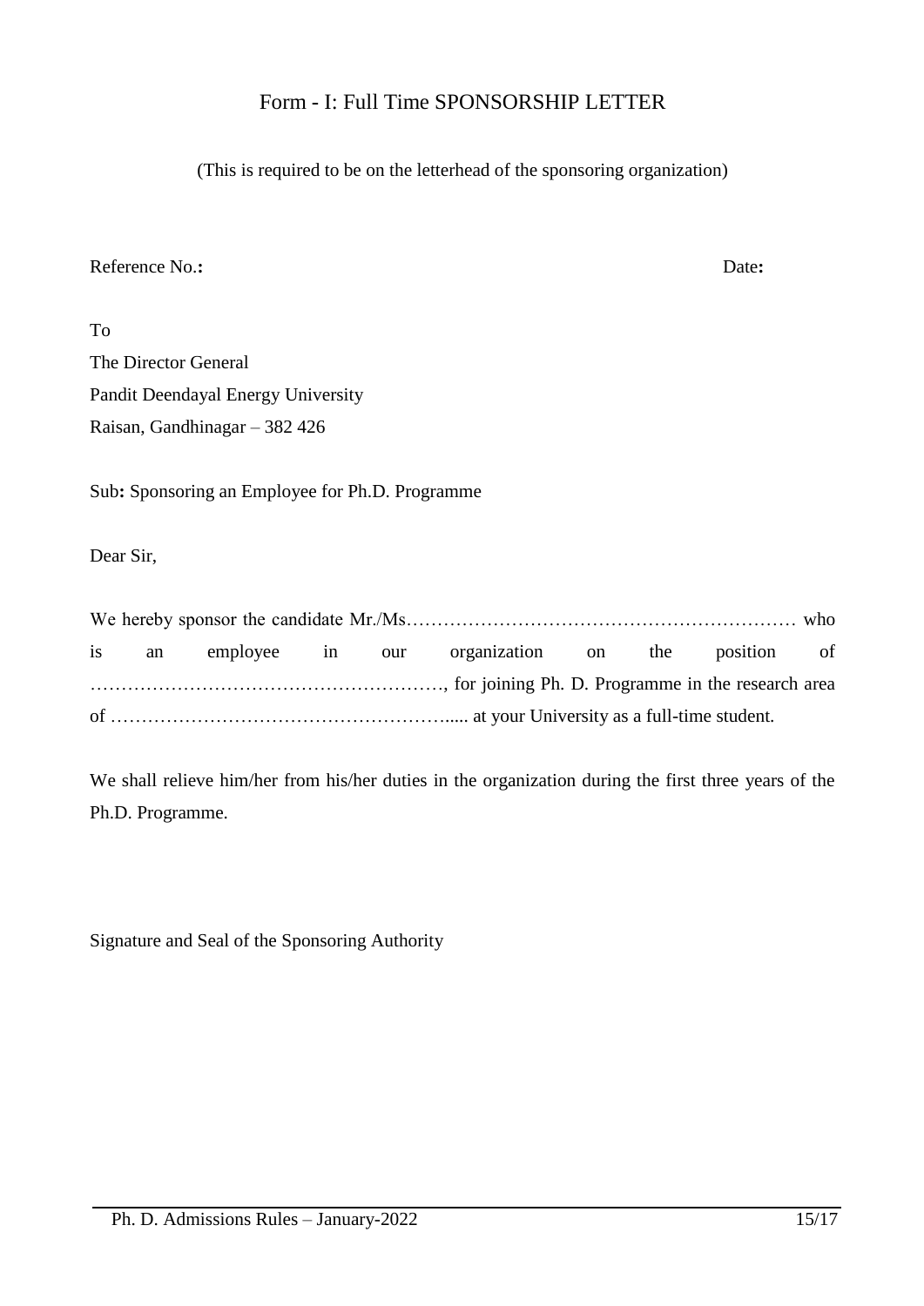# Form - I: Full Time SPONSORSHIP LETTER

(This is required to be on the letterhead of the sponsoring organization)

Reference No.: Date:

To
The Director General
Pandit Deendayal Energy University
Raisan, Gandhinagar – 382 426

Sub: Sponsoring an Employee for Ph.D. Programme

Dear Sir,

We hereby sponsor the candidate Mr./Ms……………………………………………………… who is an employee in our organization on the position of ………………………………………………., for joining Ph. D. Programme in the research area of ……………………………………………..... at your University as a full-time student.

We shall relieve him/her from his/her duties in the organization during the first three years of the Ph.D. Programme.

Signature and Seal of the Sponsoring Authority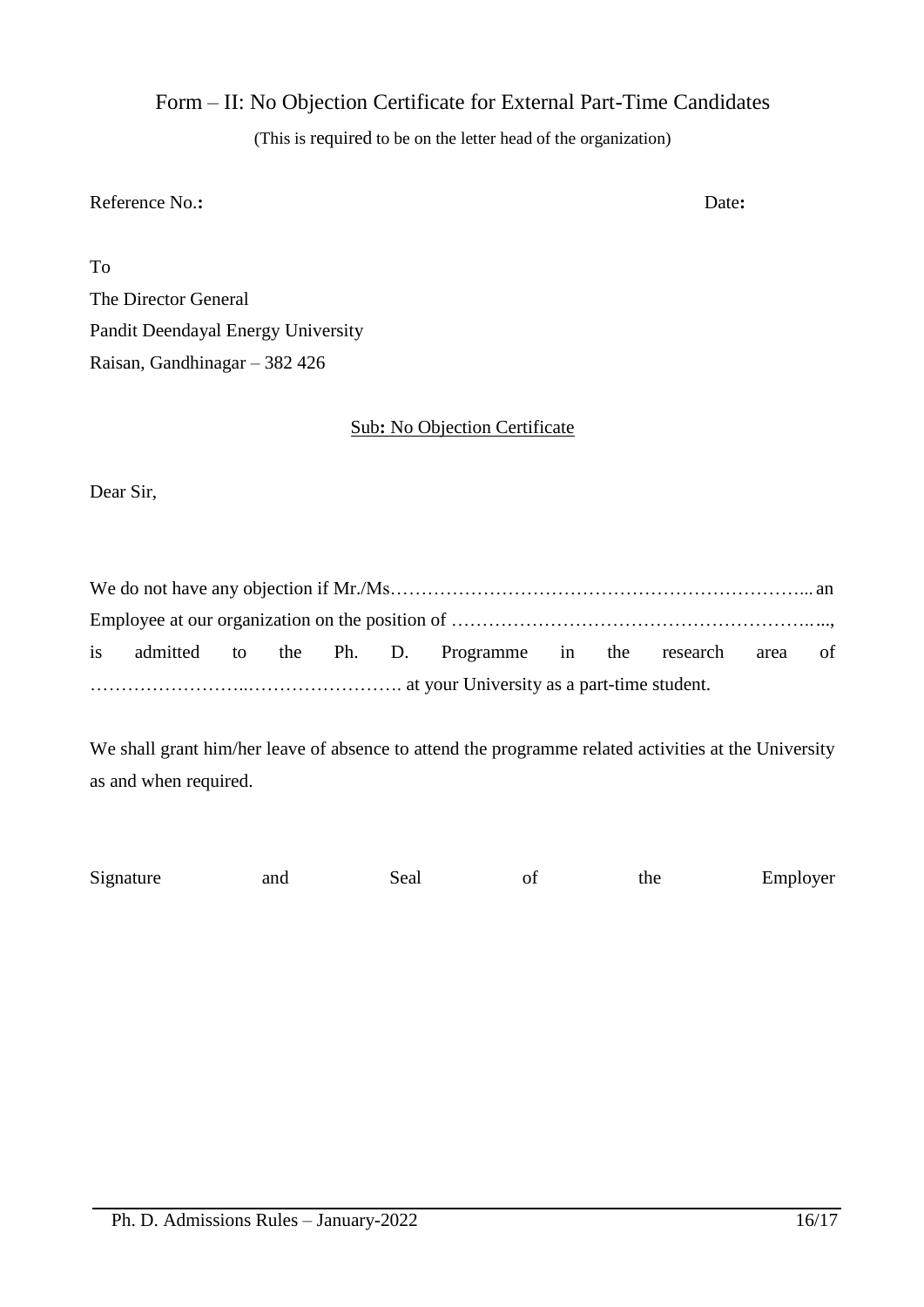## Form – II: No Objection Certificate for External Part-Time Candidates

(This is required to be on the letter head of the organization)

Reference No.**:** Date**:**

To

The Director General

Pandit Deendayal Energy University

Raisan, Gandhinagar – 382 426

Sub**:** No Objection Certificate

Dear Sir,

We do not have any objection if Mr./Ms…………………………………………………………... an Employee at our organization on the position of ………………………………………………….. ..., is admitted to the Ph. D. Programme in the research area of ……………………..……………………. at your University as a part-time student.

We shall grant him/her leave of absence to attend the programme related activities at the University as and when required.

Signature and Seal of the Employer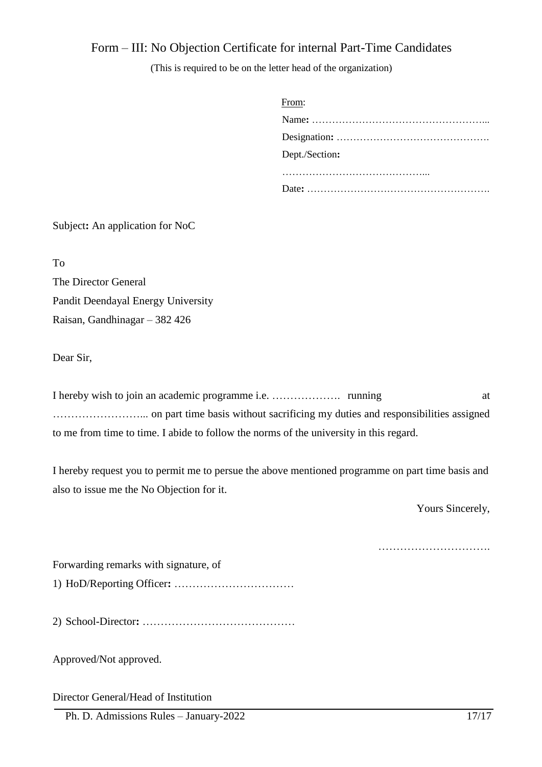# Form – III: No Objection Certificate for internal Part-Time Candidates

(This is required to be on the letter head of the organization)

From:

Name: ……………………………………………...

Designation: ……………………………………….

Dept./Section:

……………………………………...

Date: ……………………………………………….

Subject: An application for NoC

To

The Director General

Pandit Deendayal Energy University

Raisan, Gandhinagar – 382 426

Dear Sir,

I hereby wish to join an academic programme i.e. ………………. running at ……………………... on part time basis without sacrificing my duties and responsibilities assigned to me from time to time. I abide to follow the norms of the university in this regard.

I hereby request you to permit me to persue the above mentioned programme on part time basis and also to issue me the No Objection for it.

Yours Sincerely,

………………………….

Forwarding remarks with signature, of

1) HoD/Reporting Officer: ……………………………

2) School-Director: ……………………………………

Approved/Not approved.

Director General/Head of Institution